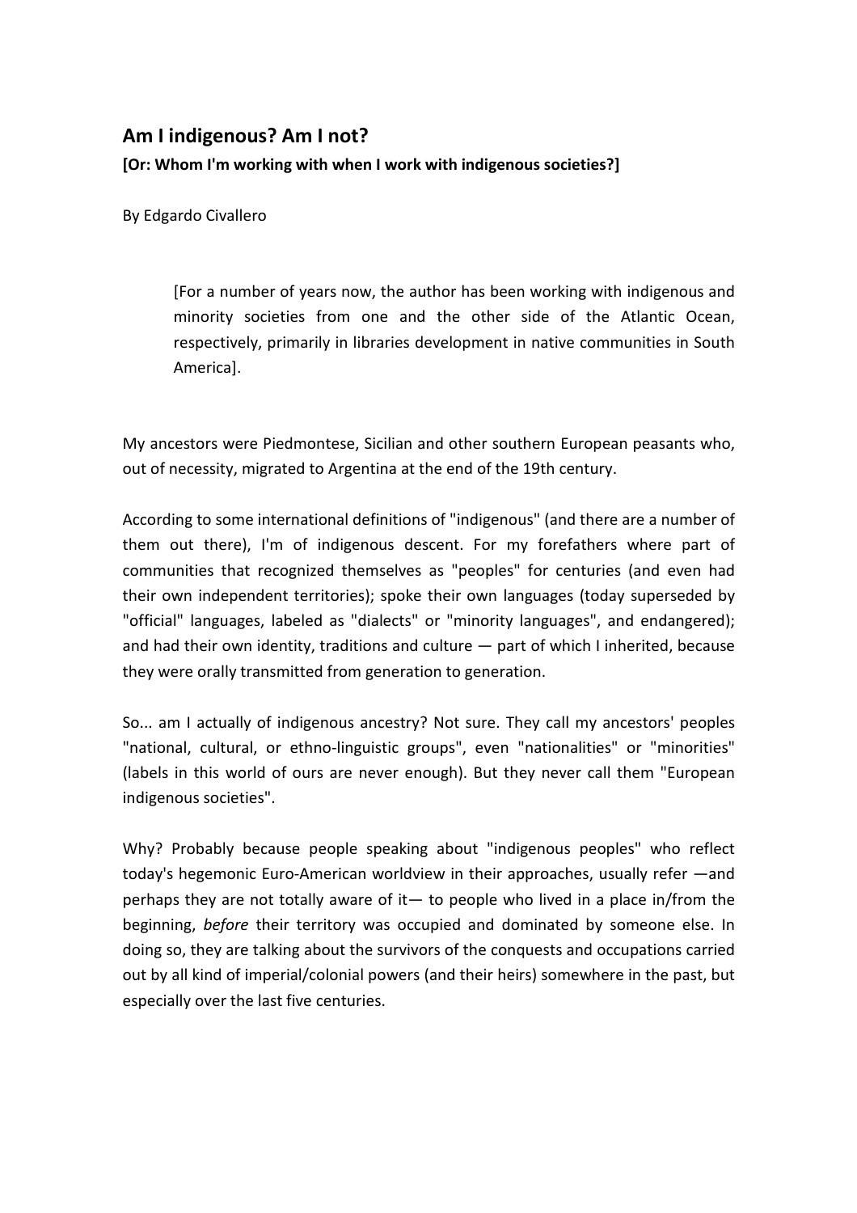# Am I indigenous? Am I not?

**[Or: Whom I'm working with when I work with indigenous societies?]**

By Edgardo Civallero

> [For a number of years now, the author has been working with indigenous and minority societies from one and the other side of the Atlantic Ocean, respectively, primarily in libraries development in native communities in South America].

My ancestors were Piedmontese, Sicilian and other southern European peasants who, out of necessity, migrated to Argentina at the end of the 19th century.

According to some international definitions of "indigenous" (and there are a number of them out there), I'm of indigenous descent. For my forefathers where part of communities that recognized themselves as "peoples" for centuries (and even had their own independent territories); spoke their own languages (today superseded by "official" languages, labeled as "dialects" or "minority languages", and endangered); and had their own identity, traditions and culture — part of which I inherited, because they were orally transmitted from generation to generation.

So... am I actually of indigenous ancestry? Not sure. They call my ancestors' peoples "national, cultural, or ethno-linguistic groups", even "nationalities" or "minorities" (labels in this world of ours are never enough). But they never call them "European indigenous societies".

Why? Probably because people speaking about "indigenous peoples" who reflect today's hegemonic Euro-American worldview in their approaches, usually refer —and perhaps they are not totally aware of it— to people who lived in a place in/from the beginning, *before* their territory was occupied and dominated by someone else. In doing so, they are talking about the survivors of the conquests and occupations carried out by all kind of imperial/colonial powers (and their heirs) somewhere in the past, but especially over the last five centuries.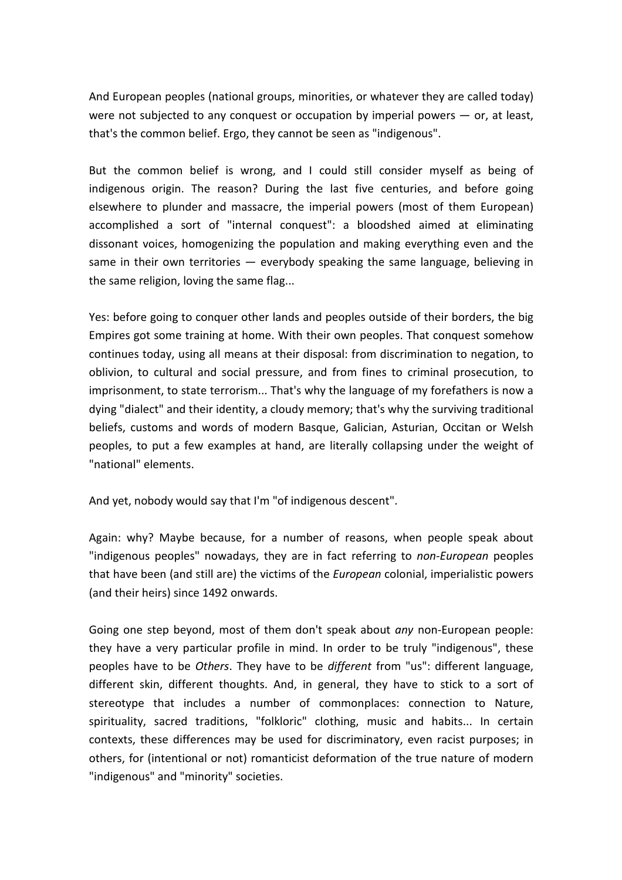And European peoples (national groups, minorities, or whatever they are called today) were not subjected to any conquest or occupation by imperial powers — or, at least, that's the common belief. Ergo, they cannot be seen as "indigenous".

But the common belief is wrong, and I could still consider myself as being of indigenous origin. The reason? During the last five centuries, and before going elsewhere to plunder and massacre, the imperial powers (most of them European) accomplished a sort of "internal conquest": a bloodshed aimed at eliminating dissonant voices, homogenizing the population and making everything even and the same in their own territories — everybody speaking the same language, believing in the same religion, loving the same flag...

Yes: before going to conquer other lands and peoples outside of their borders, the big Empires got some training at home. With their own peoples. That conquest somehow continues today, using all means at their disposal: from discrimination to negation, to oblivion, to cultural and social pressure, and from fines to criminal prosecution, to imprisonment, to state terrorism... That's why the language of my forefathers is now a dying "dialect" and their identity, a cloudy memory; that's why the surviving traditional beliefs, customs and words of modern Basque, Galician, Asturian, Occitan or Welsh peoples, to put a few examples at hand, are literally collapsing under the weight of "national" elements.

And yet, nobody would say that I'm "of indigenous descent".

Again: why? Maybe because, for a number of reasons, when people speak about "indigenous peoples" nowadays, they are in fact referring to *non-European* peoples that have been (and still are) the victims of the *European* colonial, imperialistic powers (and their heirs) since 1492 onwards.

Going one step beyond, most of them don't speak about *any* non-European people: they have a very particular profile in mind. In order to be truly "indigenous", these peoples have to be *Others*. They have to be *different* from "us": different language, different skin, different thoughts. And, in general, they have to stick to a sort of stereotype that includes a number of commonplaces: connection to Nature, spirituality, sacred traditions, "folkloric" clothing, music and habits... In certain contexts, these differences may be used for discriminatory, even racist purposes; in others, for (intentional or not) romanticist deformation of the true nature of modern "indigenous" and "minority" societies.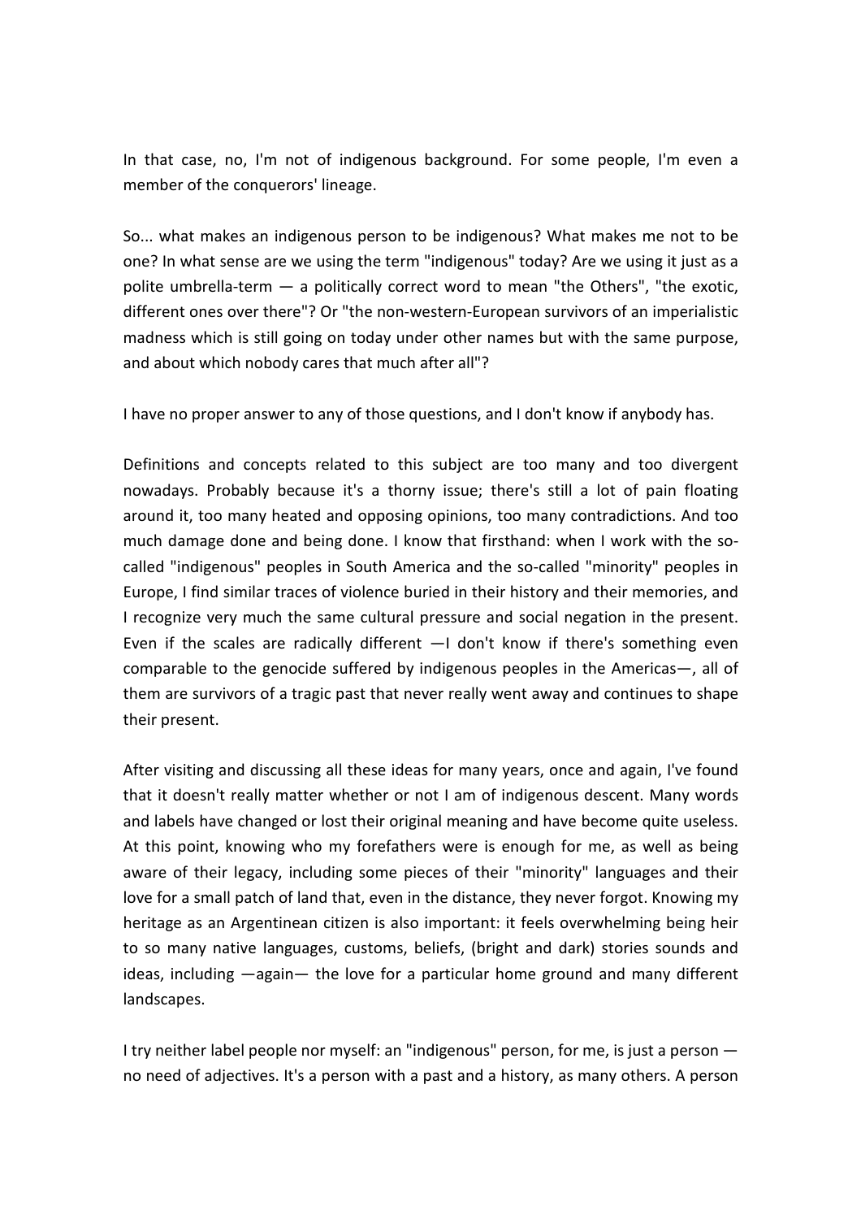In that case, no, I'm not of indigenous background. For some people, I'm even a member of the conquerors' lineage.

So... what makes an indigenous person to be indigenous? What makes me not to be one? In what sense are we using the term "indigenous" today? Are we using it just as a polite umbrella-term — a politically correct word to mean "the Others", "the exotic, different ones over there"? Or "the non-western-European survivors of an imperialistic madness which is still going on today under other names but with the same purpose, and about which nobody cares that much after all"?

I have no proper answer to any of those questions, and I don't know if anybody has.

Definitions and concepts related to this subject are too many and too divergent nowadays. Probably because it's a thorny issue; there's still a lot of pain floating around it, too many heated and opposing opinions, too many contradictions. And too much damage done and being done. I know that firsthand: when I work with the so-called "indigenous" peoples in South America and the so-called "minority" peoples in Europe, I find similar traces of violence buried in their history and their memories, and I recognize very much the same cultural pressure and social negation in the present. Even if the scales are radically different —I don't know if there's something even comparable to the genocide suffered by indigenous peoples in the Americas—, all of them are survivors of a tragic past that never really went away and continues to shape their present.

After visiting and discussing all these ideas for many years, once and again, I've found that it doesn't really matter whether or not I am of indigenous descent. Many words and labels have changed or lost their original meaning and have become quite useless. At this point, knowing who my forefathers were is enough for me, as well as being aware of their legacy, including some pieces of their "minority" languages and their love for a small patch of land that, even in the distance, they never forgot. Knowing my heritage as an Argentinean citizen is also important: it feels overwhelming being heir to so many native languages, customs, beliefs, (bright and dark) stories sounds and ideas, including —again— the love for a particular home ground and many different landscapes.

I try neither label people nor myself: an "indigenous" person, for me, is just a person — no need of adjectives. It's a person with a past and a history, as many others. A person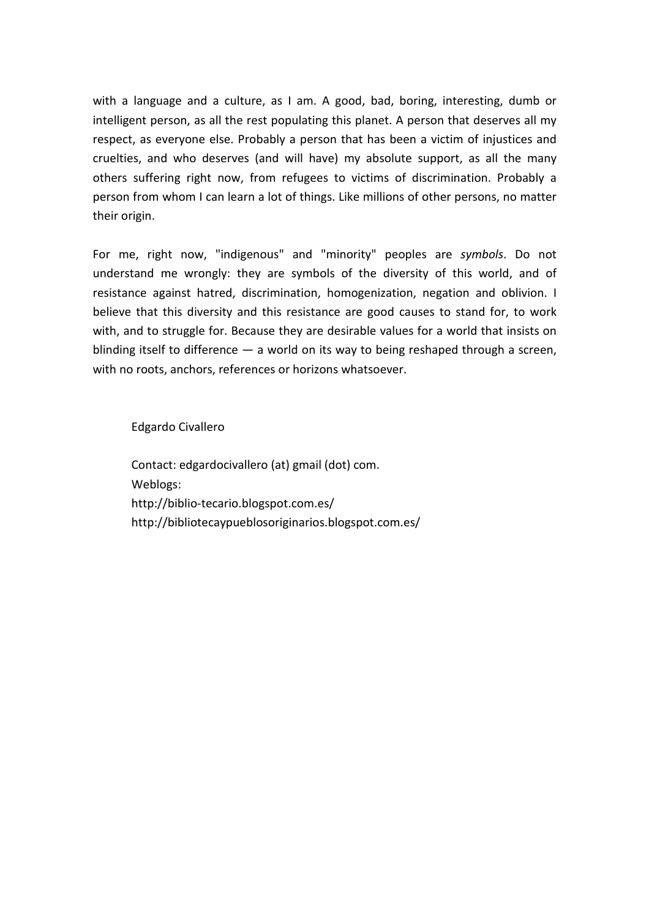with a language and a culture, as I am. A good, bad, boring, interesting, dumb or intelligent person, as all the rest populating this planet. A person that deserves all my respect, as everyone else. Probably a person that has been a victim of injustices and cruelties, and who deserves (and will have) my absolute support, as all the many others suffering right now, from refugees to victims of discrimination. Probably a person from whom I can learn a lot of things. Like millions of other persons, no matter their origin.

For me, right now, "indigenous" and "minority" peoples are *symbols*. Do not understand me wrongly: they are symbols of the diversity of this world, and of resistance against hatred, discrimination, homogenization, negation and oblivion. I believe that this diversity and this resistance are good causes to stand for, to work with, and to struggle for. Because they are desirable values for a world that insists on blinding itself to difference — a world on its way to being reshaped through a screen, with no roots, anchors, references or horizons whatsoever.

Edgardo Civallero

Contact: edgardocivallero (at) gmail (dot) com.
Weblogs:
http://biblio-tecario.blogspot.com.es/
http://bibliotecaypueblosoriginarios.blogspot.com.es/